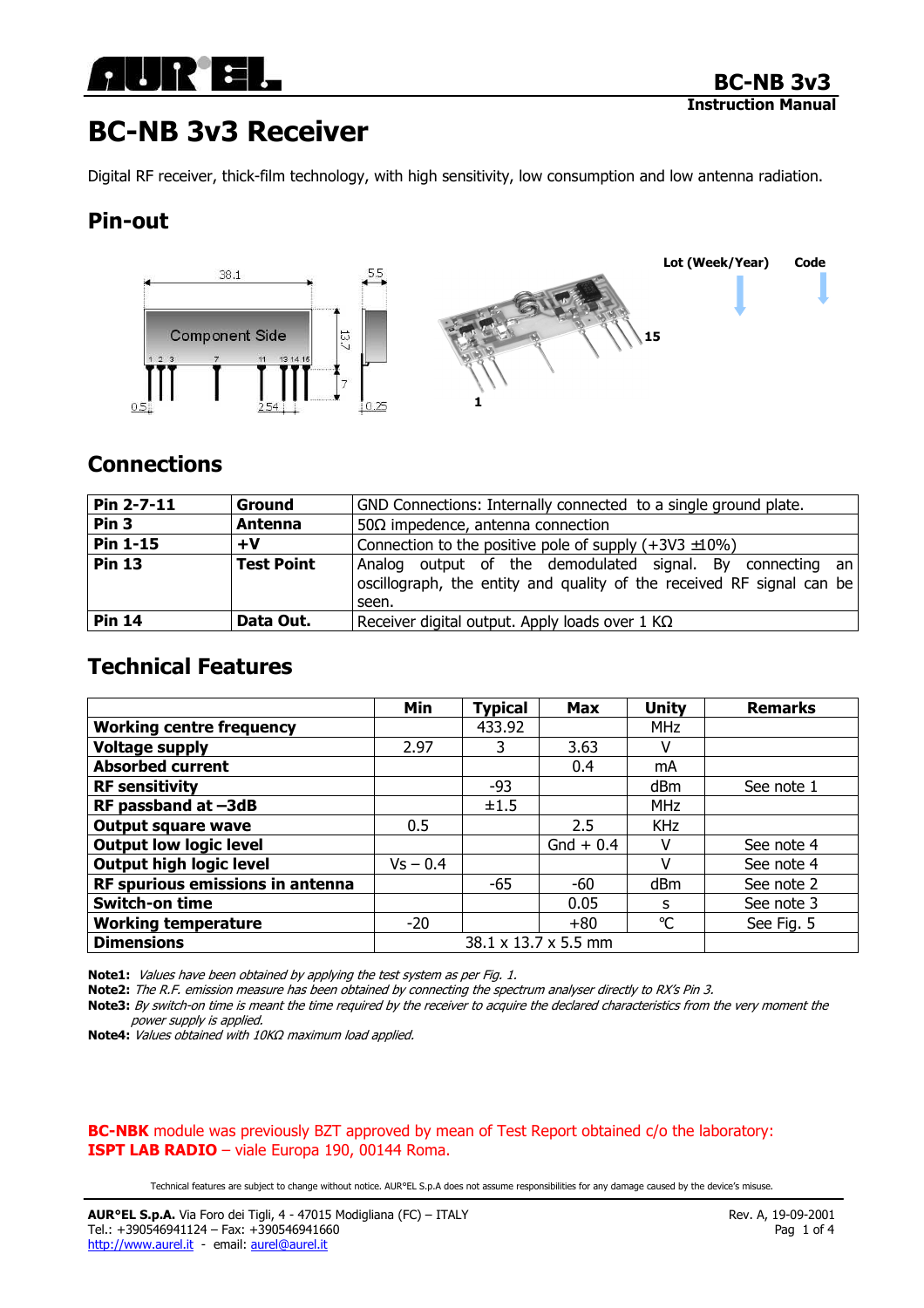# BC-NB 3v3 Receiver

Digital RF receiver, thick-film technology, with high sensitivity, low consumption and low antenna radiation.

## Pin-out

## Connections

| Pin 2-7-11 | Ground | GND Connections: Internally connected to a single ground plate. |
|---|---|---|
| Pin 3 | Antenna | 50Ω impedence, antenna connection |
| Pin 1-15 | +V | Connection to the positive pole of supply (+3V3 ±10%) |
| Pin 13 | Test Point | Analog output of the demodulated signal. By connecting an oscillograph, the entity and quality of the received RF signal can be seen. |
| Pin 14 | Data Out. | Receiver digital output. Apply loads over 1 KΩ |

## Technical Features

| | Min | Typical | Max | Unity | Remarks |
|---|---|---|---|---|---|
| **Working centre frequency** | | 433.92 | | MHz | |
| **Voltage supply** | 2.97 | 3 | 3.63 | V | |
| **Absorbed current** | | | 0.4 | mA | |
| **RF sensitivity** | | -93 | | dBm | See note 1 |
| **RF passband at –3dB** | | ±1.5 | | MHz | |
| **Output square wave** | 0.5 | | 2.5 | KHz | |
| **Output low logic level** | | | Gnd + 0.4 | V | See note 4 |
| **Output high logic level** | Vs – 0.4 | | | V | See note 4 |
| **RF spurious emissions in antenna** | | -65 | -60 | dBm | See note 2 |
| **Switch-on time** | | | 0.05 | s | See note 3 |
| **Working temperature** | -20 | | +80 | °C | See Fig. 5 |
| **Dimensions** | 38.1 x 13.7 x 5.5 mm | | | | |

**Note1:** *Values have been obtained by applying the test system as per Fig. 1.*
**Note2:** *The R.F. emission measure has been obtained by connecting the spectrum analyser directly to RX's Pin 3.*
**Note3:** *By switch-on time is meant the time required by the receiver to acquire the declared characteristics from the very moment the power supply is applied.*
**Note4:** *Values obtained with 10KΩ maximum load applied.*

**BC-NBK** module was previously BZT approved by mean of Test Report obtained c/o the laboratory:
**ISPT LAB RADIO** – viale Europa 190, 00144 Roma.

Technical features are subject to change without notice. AUR°EL S.p.A does not assume responsibilities for any damage caused by the device's misuse.

**AUR°EL S.p.A.** Via Foro dei Tigli, 4 - 47015 Modigliana (FC) – ITALY
Tel.: +390546941124 – Fax: +390546941660
http://www.aurel.it - email: aurel@aurel.it

Rev. A, 19-09-2001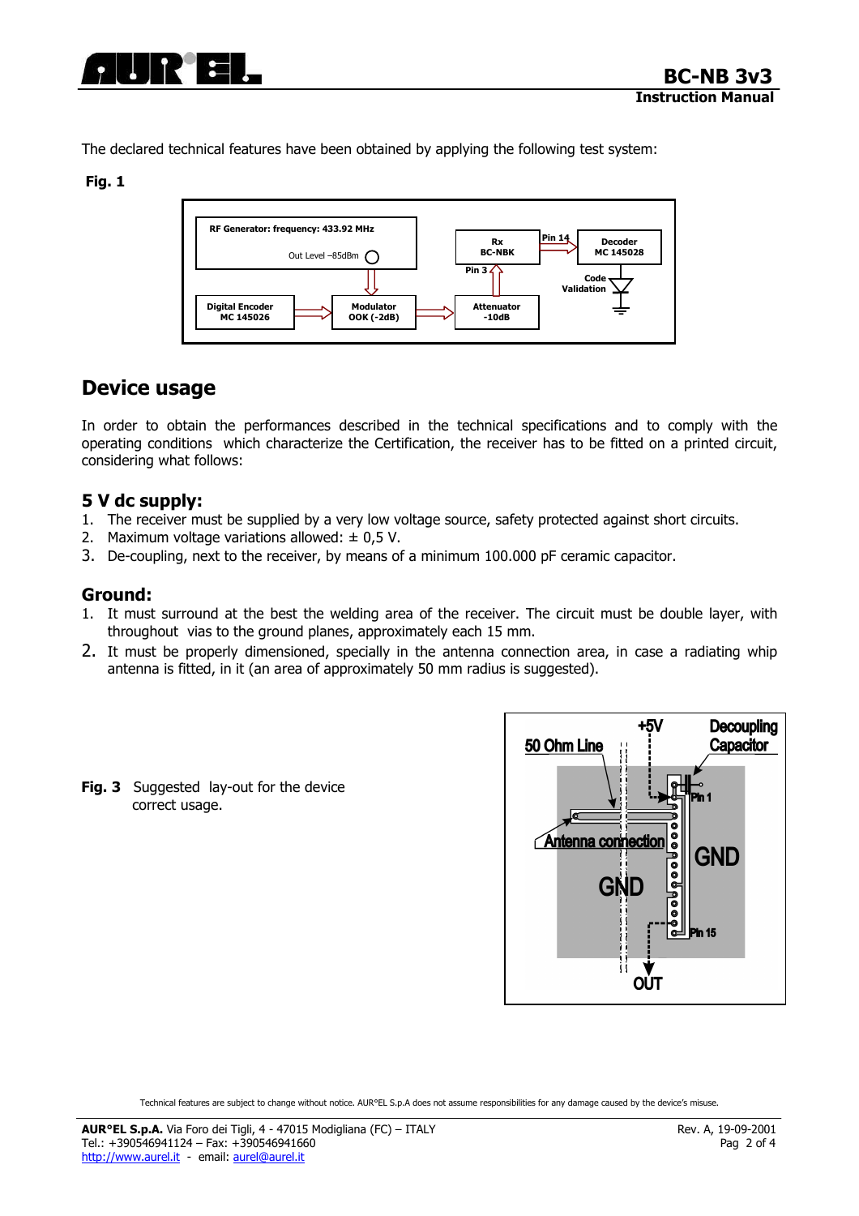The declared technical features have been obtained by applying the following test system:

**Fig. 1**

## Device usage

In order to obtain the performances described in the technical specifications and to comply with the operating conditions which characterize the Certification, the receiver has to be fitted on a printed circuit, considering what follows:

### 5 V dc supply:

1. The receiver must be supplied by a very low voltage source, safety protected against short circuits.
2. Maximum voltage variations allowed: ± 0,5 V.
3. De-coupling, next to the receiver, by means of a minimum 100.000 pF ceramic capacitor.

### Ground:

1. It must surround at the best the welding area of the receiver. The circuit must be double layer, with throughout vias to the ground planes, approximately each 15 mm.
2. It must be properly dimensioned, specially in the antenna connection area, in case a radiating whip antenna is fitted, in it (an area of approximately 50 mm radius is suggested).

**Fig. 3** Suggested lay-out for the device correct usage.

Technical features are subject to change without notice. AUR°EL S.p.A does not assume responsibilities for any damage caused by the device's misuse.

**AUR°EL S.p.A.** Via Foro dei Tigli, 4 - 47015 Modigliana (FC) – ITALY
Tel.: +390546941124 – Fax: +390546941660
http://www.aurel.it - email: aurel@aurel.it

Rev. A, 19-09-2001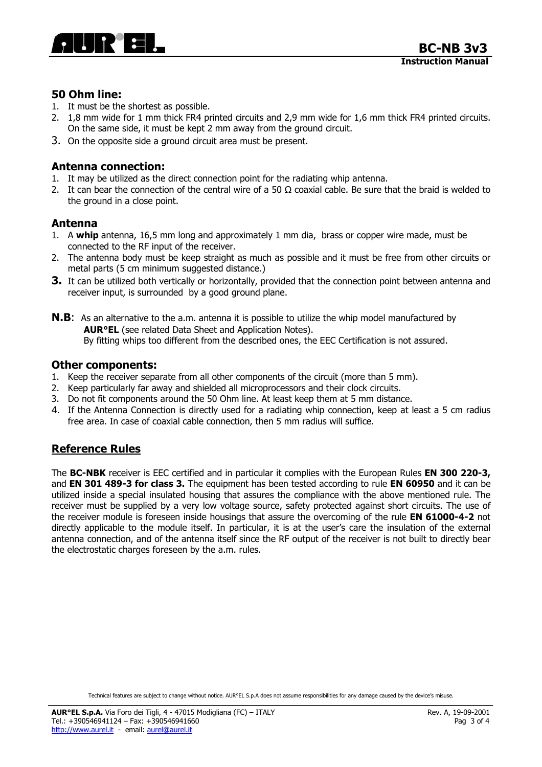## 50 Ohm line:

1. It must be the shortest as possible.
2. 1,8 mm wide for 1 mm thick FR4 printed circuits and 2,9 mm wide for 1,6 mm thick FR4 printed circuits. On the same side, it must be kept 2 mm away from the ground circuit.
3. On the opposite side a ground circuit area must be present.

## Antenna connection:

1. It may be utilized as the direct connection point for the radiating whip antenna.
2. It can bear the connection of the central wire of a 50 Ω coaxial cable. Be sure that the braid is welded to the ground in a close point.

## Antenna

1. A **whip** antenna, 16,5 mm long and approximately 1 mm dia, brass or copper wire made, must be connected to the RF input of the receiver.
2. The antenna body must be keep straight as much as possible and it must be free from other circuits or metal parts (5 cm minimum suggested distance.)
3. It can be utilized both vertically or horizontally, provided that the connection point between antenna and receiver input, is surrounded by a good ground plane.

**N.B**: As an alternative to the a.m. antenna it is possible to utilize the whip model manufactured by **AUR°EL** (see related Data Sheet and Application Notes).
By fitting whips too different from the described ones, the EEC Certification is not assured.

## Other components:

1. Keep the receiver separate from all other components of the circuit (more than 5 mm).
2. Keep particularly far away and shielded all microprocessors and their clock circuits.
3. Do not fit components around the 50 Ohm line. At least keep them at 5 mm distance.
4. If the Antenna Connection is directly used for a radiating whip connection, keep at least a 5 cm radius free area. In case of coaxial cable connection, then 5 mm radius will suffice.

## Reference Rules

The **BC-NBK** receiver is EEC certified and in particular it complies with the European Rules **EN 300 220-3,** and **EN 301 489-3 for class 3.** The equipment has been tested according to rule **EN 60950** and it can be utilized inside a special insulated housing that assures the compliance with the above mentioned rule. The receiver must be supplied by a very low voltage source, safety protected against short circuits. The use of the receiver module is foreseen inside housings that assure the overcoming of the rule **EN 61000-4-2** not directly applicable to the module itself. In particular, it is at the user's care the insulation of the external antenna connection, and of the antenna itself since the RF output of the receiver is not built to directly bear the electrostatic charges foreseen by the a.m. rules.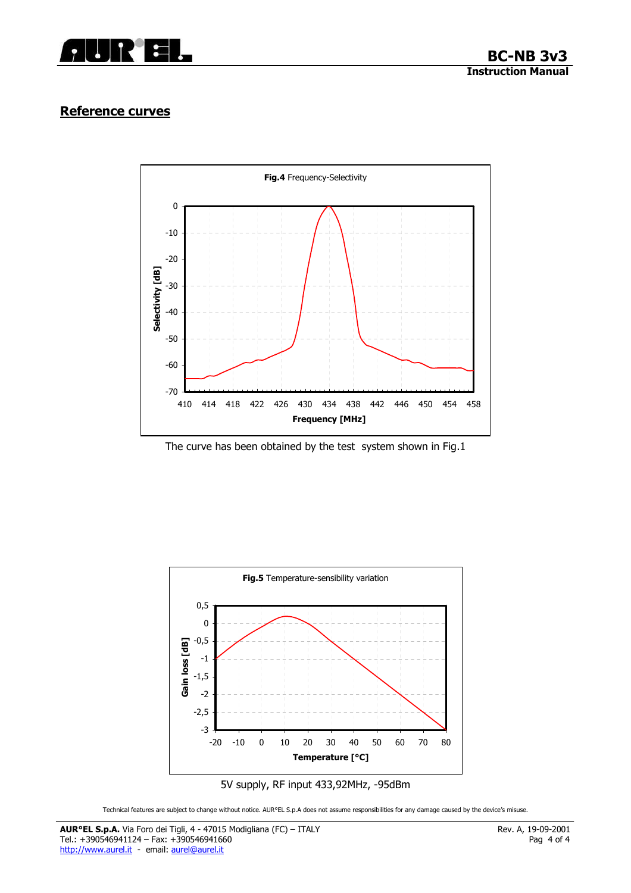## Reference curves

**Fig.4** Frequency-Selectivity

0
-10
-20
-30
-40
-50
-60
-70

Selectivity [dB]

410 414 418 422 426 430 434 438 442 446 450 454 458

Frequency [MHz]

The curve has been obtained by the test system shown in Fig.1

**Fig.5** Temperature-sensibility variation

0,5
0
-0,5
-1
-1,5
-2
-2,5
-3

Gain loss [dB]

-20 -10 0 10 20 30 40 50 60 70 80

Temperature [°C]

5V supply, RF input 433,92MHz, -95dBm

Technical features are subject to change without notice. AUR°EL S.p.A does not assume responsibilities for any damage caused by the device's misuse.

**AUR°EL S.p.A.** Via Foro dei Tigli, 4 - 47015 Modigliana (FC) – ITALY
Tel.: +390546941124 – Fax: +390546941660
http://www.aurel.it - email: aurel@aurel.it

Rev. A, 19-09-2001